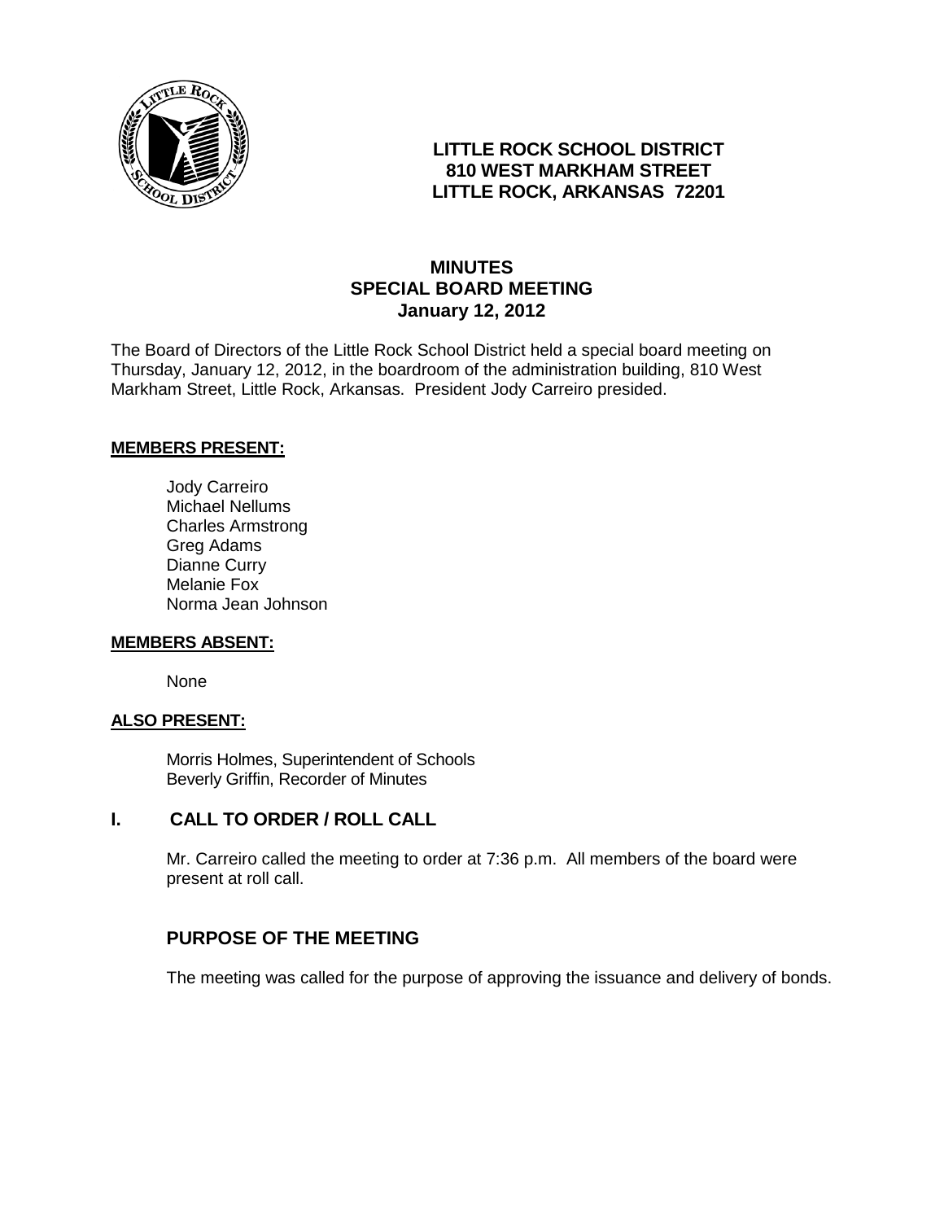# LITTLE ROCK SCHOOL DISTRICT
**810 WEST MARKHAM STREET**
**LITTLE ROCK, ARKANSAS 72201**

## MINUTES
## SPECIAL BOARD MEETING
### January 12, 2012

The Board of Directors of the Little Rock School District held a special board meeting on Thursday, January 12, 2012, in the boardroom of the administration building, 810 West Markham Street, Little Rock, Arkansas. President Jody Carreiro presided.

**MEMBERS PRESENT:**

Jody Carreiro
Michael Nellums
Charles Armstrong
Greg Adams
Dianne Curry
Melanie Fox
Norma Jean Johnson

**MEMBERS ABSENT:**

None

**ALSO PRESENT:**

Morris Holmes, Superintendent of Schools
Beverly Griffin, Recorder of Minutes

## I. CALL TO ORDER / ROLL CALL

Mr. Carreiro called the meeting to order at 7:36 p.m. All members of the board were present at roll call.

## PURPOSE OF THE MEETING

The meeting was called for the purpose of approving the issuance and delivery of bonds.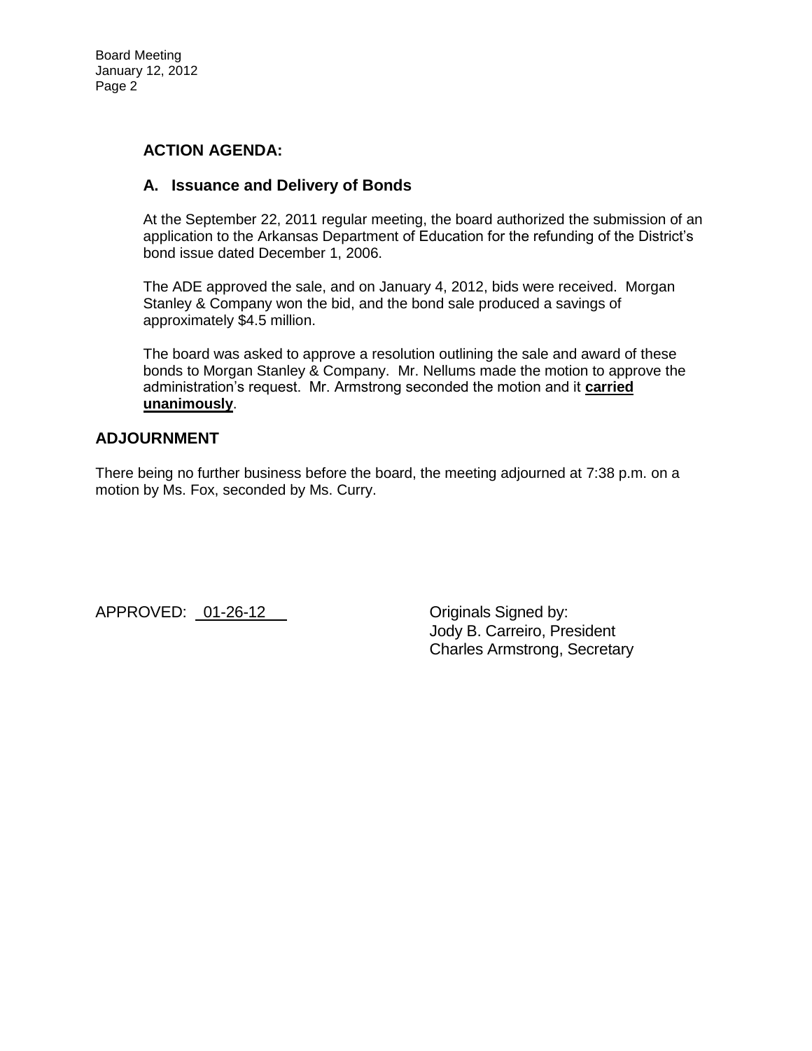## ACTION AGENDA:

### A. Issuance and Delivery of Bonds

At the September 22, 2011 regular meeting, the board authorized the submission of an application to the Arkansas Department of Education for the refunding of the District's bond issue dated December 1, 2006.

The ADE approved the sale, and on January 4, 2012, bids were received. Morgan Stanley & Company won the bid, and the bond sale produced a savings of approximately $4.5 million.

The board was asked to approve a resolution outlining the sale and award of these bonds to Morgan Stanley & Company. Mr. Nellums made the motion to approve the administration's request. Mr. Armstrong seconded the motion and it **carried unanimously**.

## ADJOURNMENT

There being no further business before the board, the meeting adjourned at 7:38 p.m. on a motion by Ms. Fox, seconded by Ms. Curry.

APPROVED: 01-26-12

Originals Signed by:
Jody B. Carreiro, President
Charles Armstrong, Secretary